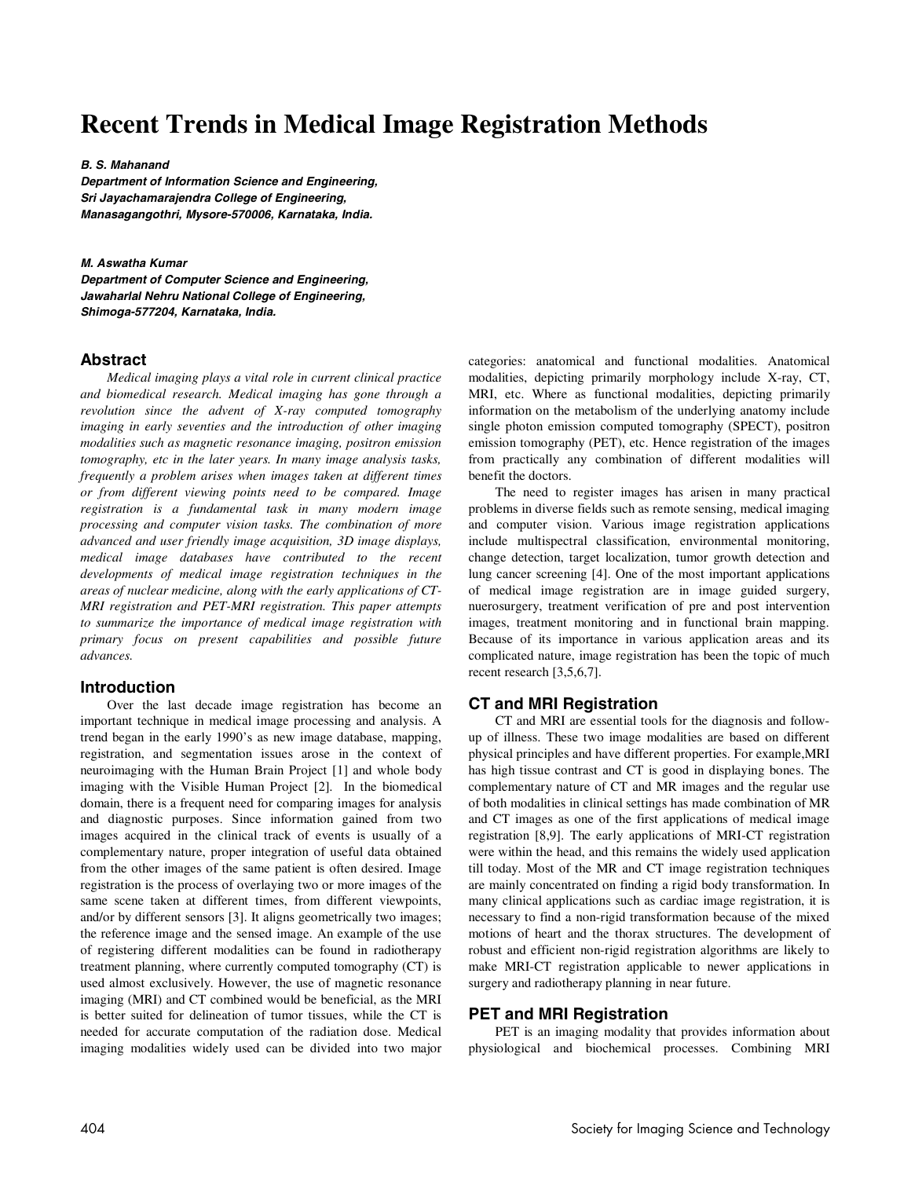# Recent Trends in Medical Image Registration Methods

***B. S. Mahanand***
***Department of Information Science and Engineering,***
***Sri Jayachamarajendra College of Engineering,***
***Manasagangothri, Mysore-570006, Karnataka, India.***

***M. Aswatha Kumar***
***Department of Computer Science and Engineering,***
***Jawaharlal Nehru National College of Engineering,***
***Shimoga-577204, Karnataka, India.***

## Abstract

*Medical imaging plays a vital role in current clinical practice and biomedical research. Medical imaging has gone through a revolution since the advent of X-ray computed tomography imaging in early seventies and the introduction of other imaging modalities such as magnetic resonance imaging, positron emission tomography, etc in the later years. In many image analysis tasks, frequently a problem arises when images taken at different times or from different viewing points need to be compared. Image registration is a fundamental task in many modern image processing and computer vision tasks. The combination of more advanced and user friendly image acquisition, 3D image displays, medical image databases have contributed to the recent developments of medical image registration techniques in the areas of nuclear medicine, along with the early applications of CT-MRI registration and PET-MRI registration. This paper attempts to summarize the importance of medical image registration with primary focus on present capabilities and possible future advances.*

## Introduction

Over the last decade image registration has become an important technique in medical image processing and analysis. A trend began in the early 1990's as new image database, mapping, registration, and segmentation issues arose in the context of neuroimaging with the Human Brain Project [1] and whole body imaging with the Visible Human Project [2]. In the biomedical domain, there is a frequent need for comparing images for analysis and diagnostic purposes. Since information gained from two images acquired in the clinical track of events is usually of a complementary nature, proper integration of useful data obtained from the other images of the same patient is often desired. Image registration is the process of overlaying two or more images of the same scene taken at different times, from different viewpoints, and/or by different sensors [3]. It aligns geometrically two images; the reference image and the sensed image. An example of the use of registering different modalities can be found in radiotherapy treatment planning, where currently computed tomography (CT) is used almost exclusively. However, the use of magnetic resonance imaging (MRI) and CT combined would be beneficial, as the MRI is better suited for delineation of tumor tissues, while the CT is needed for accurate computation of the radiation dose. Medical imaging modalities widely used can be divided into two major categories: anatomical and functional modalities. Anatomical modalities, depicting primarily morphology include X-ray, CT, MRI, etc. Where as functional modalities, depicting primarily information on the metabolism of the underlying anatomy include single photon emission computed tomography (SPECT), positron emission tomography (PET), etc. Hence registration of the images from practically any combination of different modalities will benefit the doctors.

The need to register images has arisen in many practical problems in diverse fields such as remote sensing, medical imaging and computer vision. Various image registration applications include multispectral classification, environmental monitoring, change detection, target localization, tumor growth detection and lung cancer screening [4]. One of the most important applications of medical image registration are in image guided surgery, nuerosurgery, treatment verification of pre and post intervention images, treatment monitoring and in functional brain mapping. Because of its importance in various application areas and its complicated nature, image registration has been the topic of much recent research [3,5,6,7].

## CT and MRI Registration

CT and MRI are essential tools for the diagnosis and follow-up of illness. These two image modalities are based on different physical principles and have different properties. For example,MRI has high tissue contrast and CT is good in displaying bones. The complementary nature of CT and MR images and the regular use of both modalities in clinical settings has made combination of MR and CT images as one of the first applications of medical image registration [8,9]. The early applications of MRI-CT registration were within the head, and this remains the widely used application till today. Most of the MR and CT image registration techniques are mainly concentrated on finding a rigid body transformation. In many clinical applications such as cardiac image registration, it is necessary to find a non-rigid transformation because of the mixed motions of heart and the thorax structures. The development of robust and efficient non-rigid registration algorithms are likely to make MRI-CT registration applicable to newer applications in surgery and radiotherapy planning in near future.

## PET and MRI Registration

PET is an imaging modality that provides information about physiological and biochemical processes. Combining MRI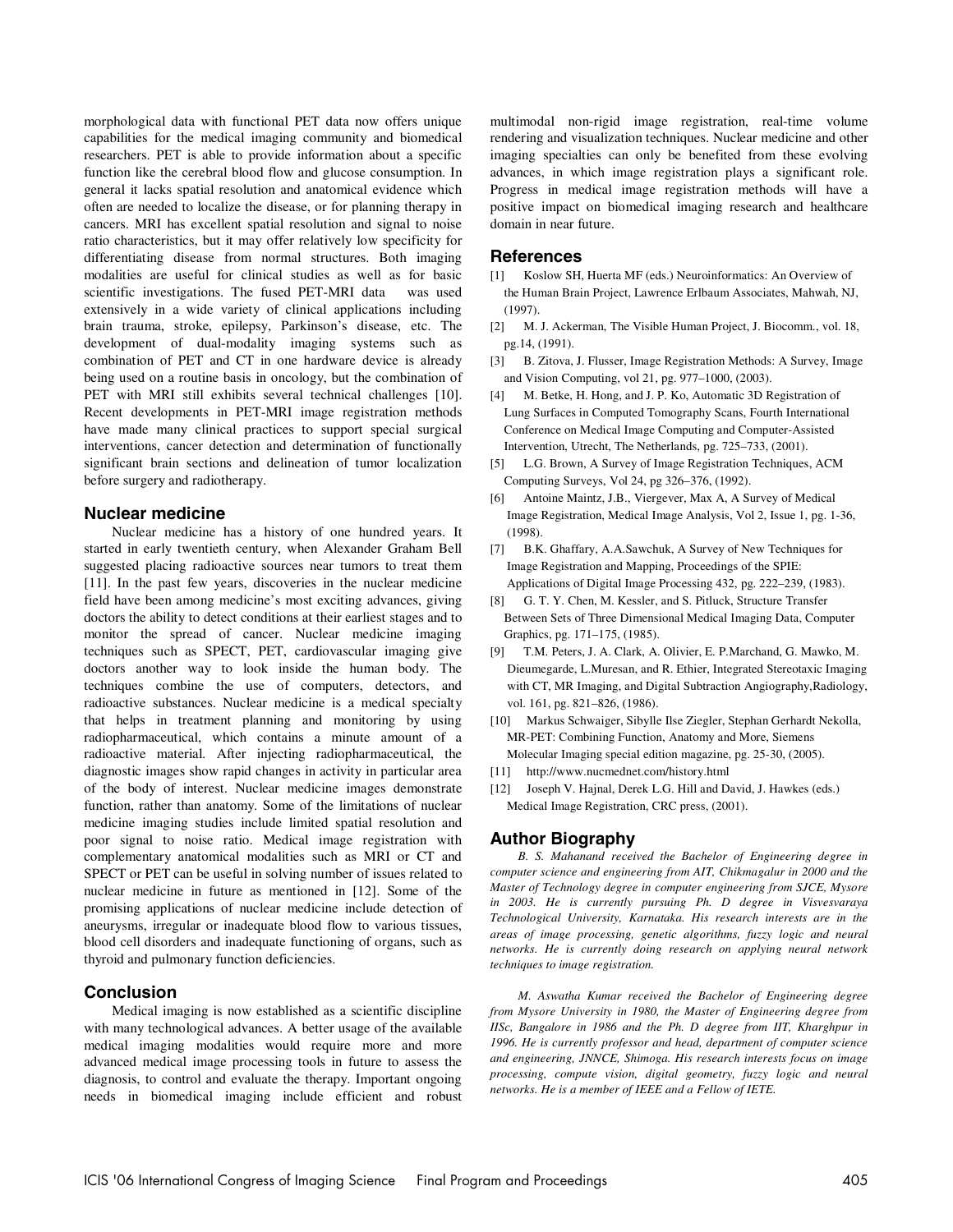morphological data with functional PET data now offers unique capabilities for the medical imaging community and biomedical researchers. PET is able to provide information about a specific function like the cerebral blood flow and glucose consumption. In general it lacks spatial resolution and anatomical evidence which often are needed to localize the disease, or for planning therapy in cancers. MRI has excellent spatial resolution and signal to noise ratio characteristics, but it may offer relatively low specificity for differentiating disease from normal structures. Both imaging modalities are useful for clinical studies as well as for basic scientific investigations. The fused PET-MRI data was used extensively in a wide variety of clinical applications including brain trauma, stroke, epilepsy, Parkinson's disease, etc. The development of dual-modality imaging systems such as combination of PET and CT in one hardware device is already being used on a routine basis in oncology, but the combination of PET with MRI still exhibits several technical challenges [10]. Recent developments in PET-MRI image registration methods have made many clinical practices to support special surgical interventions, cancer detection and determination of functionally significant brain sections and delineation of tumor localization before surgery and radiotherapy.

## Nuclear medicine

Nuclear medicine has a history of one hundred years. It started in early twentieth century, when Alexander Graham Bell suggested placing radioactive sources near tumors to treat them [11]. In the past few years, discoveries in the nuclear medicine field have been among medicine's most exciting advances, giving doctors the ability to detect conditions at their earliest stages and to monitor the spread of cancer. Nuclear medicine imaging techniques such as SPECT, PET, cardiovascular imaging give doctors another way to look inside the human body. The techniques combine the use of computers, detectors, and radioactive substances. Nuclear medicine is a medical specialty that helps in treatment planning and monitoring by using radiopharmaceutical, which contains a minute amount of a radioactive material. After injecting radiopharmaceutical, the diagnostic images show rapid changes in activity in particular area of the body of interest. Nuclear medicine images demonstrate function, rather than anatomy. Some of the limitations of nuclear medicine imaging studies include limited spatial resolution and poor signal to noise ratio. Medical image registration with complementary anatomical modalities such as MRI or CT and SPECT or PET can be useful in solving number of issues related to nuclear medicine in future as mentioned in [12]. Some of the promising applications of nuclear medicine include detection of aneurysms, irregular or inadequate blood flow to various tissues, blood cell disorders and inadequate functioning of organs, such as thyroid and pulmonary function deficiencies.

## Conclusion

Medical imaging is now established as a scientific discipline with many technological advances. A better usage of the available medical imaging modalities would require more and more advanced medical image processing tools in future to assess the diagnosis, to control and evaluate the therapy. Important ongoing needs in biomedical imaging include efficient and robust multimodal non-rigid image registration, real-time volume rendering and visualization techniques. Nuclear medicine and other imaging specialties can only be benefited from these evolving advances, in which image registration plays a significant role. Progress in medical image registration methods will have a positive impact on biomedical imaging research and healthcare domain in near future.

## References

[1] Koslow SH, Huerta MF (eds.) Neuroinformatics: An Overview of the Human Brain Project, Lawrence Erlbaum Associates, Mahwah, NJ, (1997).

[2] M. J. Ackerman, The Visible Human Project, J. Biocomm., vol. 18, pg.14, (1991).

[3] B. Zitova, J. Flusser, Image Registration Methods: A Survey, Image and Vision Computing, vol 21, pg. 977–1000, (2003).

[4] M. Betke, H. Hong, and J. P. Ko, Automatic 3D Registration of Lung Surfaces in Computed Tomography Scans, Fourth International Conference on Medical Image Computing and Computer-Assisted Intervention, Utrecht, The Netherlands, pg. 725–733, (2001).

[5] L.G. Brown, A Survey of Image Registration Techniques, ACM Computing Surveys, Vol 24, pg 326–376, (1992).

[6] Antoine Maintz, J.B., Viergever, Max A, A Survey of Medical Image Registration, Medical Image Analysis, Vol 2, Issue 1, pg. 1-36, (1998).

[7] B.K. Ghaffary, A.A.Sawchuk, A Survey of New Techniques for Image Registration and Mapping, Proceedings of the SPIE: Applications of Digital Image Processing 432, pg. 222–239, (1983).

[8] G. T. Y. Chen, M. Kessler, and S. Pitluck, Structure Transfer Between Sets of Three Dimensional Medical Imaging Data, Computer Graphics, pg. 171–175, (1985).

[9] T.M. Peters, J. A. Clark, A. Olivier, E. P.Marchand, G. Mawko, M. Dieumegarde, L.Muresan, and R. Ethier, Integrated Stereotaxic Imaging with CT, MR Imaging, and Digital Subtraction Angiography,Radiology, vol. 161, pg. 821–826, (1986).

[10] Markus Schwaiger, Sibylle Ilse Ziegler, Stephan Gerhardt Nekolla, MR-PET: Combining Function, Anatomy and More, Siemens Molecular Imaging special edition magazine, pg. 25-30, (2005).

[11] http://www.nucmednet.com/history.html

[12] Joseph V. Hajnal, Derek L.G. Hill and David, J. Hawkes (eds.) Medical Image Registration, CRC press, (2001).

## Author Biography

*B. S. Mahanand received the Bachelor of Engineering degree in computer science and engineering from AIT, Chikmagalur in 2000 and the Master of Technology degree in computer engineering from SJCE, Mysore in 2003. He is currently pursuing Ph. D degree in Visvesvaraya Technological University, Karnataka. His research interests are in the areas of image processing, genetic algorithms, fuzzy logic and neural networks. He is currently doing research on applying neural network techniques to image registration.*

*M. Aswatha Kumar received the Bachelor of Engineering degree from Mysore University in 1980, the Master of Engineering degree from IISc, Bangalore in 1986 and the Ph. D degree from IIT, Kharghpur in 1996. He is currently professor and head, department of computer science and engineering, JNNCE, Shimoga. His research interests focus on image processing, compute vision, digital geometry, fuzzy logic and neural networks. He is a member of IEEE and a Fellow of IETE.*